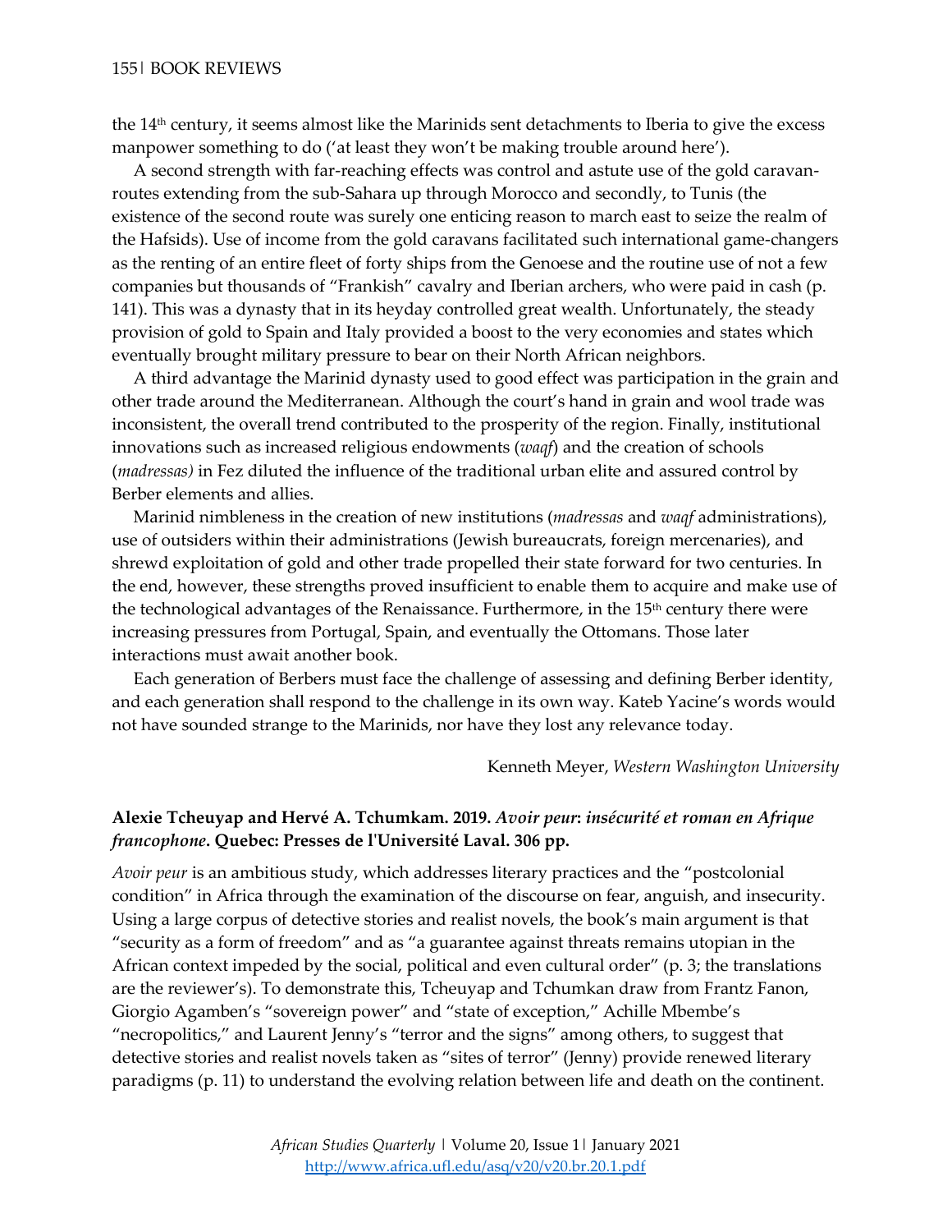the 14th century, it seems almost like the Marinids sent detachments to Iberia to give the excess manpower something to do ('at least they won't be making trouble around here').

A second strength with far-reaching effects was control and astute use of the gold caravan-routes extending from the sub-Sahara up through Morocco and secondly, to Tunis (the existence of the second route was surely one enticing reason to march east to seize the realm of the Hafsids). Use of income from the gold caravans facilitated such international game-changers as the renting of an entire fleet of forty ships from the Genoese and the routine use of not a few companies but thousands of "Frankish" cavalry and Iberian archers, who were paid in cash (p. 141). This was a dynasty that in its heyday controlled great wealth. Unfortunately, the steady provision of gold to Spain and Italy provided a boost to the very economies and states which eventually brought military pressure to bear on their North African neighbors.

A third advantage the Marinid dynasty used to good effect was participation in the grain and other trade around the Mediterranean. Although the court's hand in grain and wool trade was inconsistent, the overall trend contributed to the prosperity of the region. Finally, institutional innovations such as increased religious endowments (*waqf*) and the creation of schools (*madressas)* in Fez diluted the influence of the traditional urban elite and assured control by Berber elements and allies.

Marinid nimbleness in the creation of new institutions (*madressas* and *waqf* administrations), use of outsiders within their administrations (Jewish bureaucrats, foreign mercenaries), and shrewd exploitation of gold and other trade propelled their state forward for two centuries. In the end, however, these strengths proved insufficient to enable them to acquire and make use of the technological advantages of the Renaissance. Furthermore, in the 15th century there were increasing pressures from Portugal, Spain, and eventually the Ottomans. Those later interactions must await another book.

Each generation of Berbers must face the challenge of assessing and defining Berber identity, and each generation shall respond to the challenge in its own way. Kateb Yacine's words would not have sounded strange to the Marinids, nor have they lost any relevance today.

Kenneth Meyer, *Western Washington University*

**Alexie Tcheuyap and Hervé A. Tchumkam. 2019. *Avoir peur*: *insécurité et roman en Afrique francophone*. Quebec: Presses de l'Université Laval. 306 pp.**

*Avoir peur* is an ambitious study, which addresses literary practices and the "postcolonial condition" in Africa through the examination of the discourse on fear, anguish, and insecurity. Using a large corpus of detective stories and realist novels, the book's main argument is that "security as a form of freedom" and as "a guarantee against threats remains utopian in the African context impeded by the social, political and even cultural order" (p. 3; the translations are the reviewer's). To demonstrate this, Tcheuyap and Tchumkan draw from Frantz Fanon, Giorgio Agamben's "sovereign power" and "state of exception," Achille Mbembe's "necropolitics," and Laurent Jenny's "terror and the signs" among others, to suggest that detective stories and realist novels taken as "sites of terror" (Jenny) provide renewed literary paradigms (p. 11) to understand the evolving relation between life and death on the continent.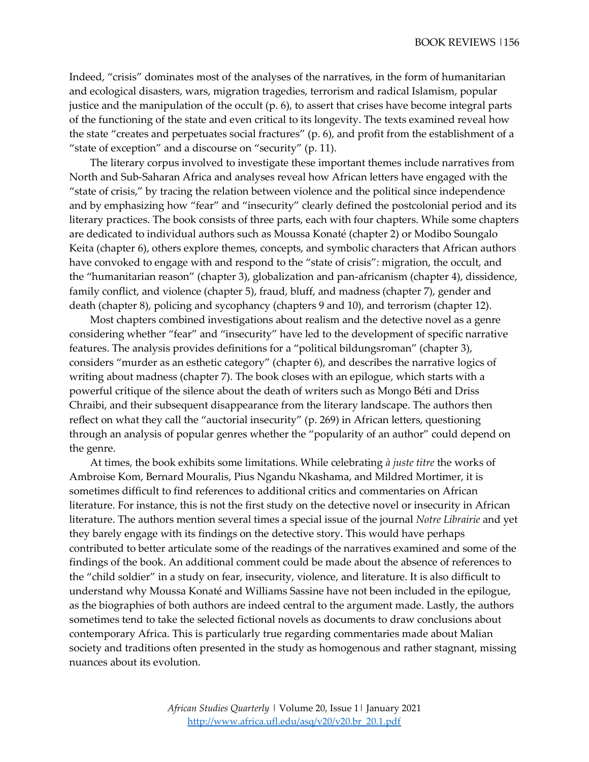Indeed, "crisis" dominates most of the analyses of the narratives, in the form of humanitarian and ecological disasters, wars, migration tragedies, terrorism and radical Islamism, popular justice and the manipulation of the occult (p. 6), to assert that crises have become integral parts of the functioning of the state and even critical to its longevity. The texts examined reveal how the state "creates and perpetuates social fractures" (p. 6), and profit from the establishment of a "state of exception" and a discourse on "security" (p. 11).

The literary corpus involved to investigate these important themes include narratives from North and Sub-Saharan Africa and analyses reveal how African letters have engaged with the "state of crisis," by tracing the relation between violence and the political since independence and by emphasizing how "fear" and "insecurity" clearly defined the postcolonial period and its literary practices. The book consists of three parts, each with four chapters. While some chapters are dedicated to individual authors such as Moussa Konaté (chapter 2) or Modibo Soungalo Keita (chapter 6), others explore themes, concepts, and symbolic characters that African authors have convoked to engage with and respond to the "state of crisis": migration, the occult, and the "humanitarian reason" (chapter 3), globalization and pan-africanism (chapter 4), dissidence, family conflict, and violence (chapter 5), fraud, bluff, and madness (chapter 7), gender and death (chapter 8), policing and sycophancy (chapters 9 and 10), and terrorism (chapter 12).

Most chapters combined investigations about realism and the detective novel as a genre considering whether "fear" and "insecurity" have led to the development of specific narrative features. The analysis provides definitions for a "political bildungsroman" (chapter 3), considers "murder as an esthetic category" (chapter 6), and describes the narrative logics of writing about madness (chapter 7). The book closes with an epilogue, which starts with a powerful critique of the silence about the death of writers such as Mongo Béti and Driss Chraibi, and their subsequent disappearance from the literary landscape. The authors then reflect on what they call the "auctorial insecurity" (p. 269) in African letters, questioning through an analysis of popular genres whether the "popularity of an author" could depend on the genre.

At times, the book exhibits some limitations. While celebrating *à juste titre* the works of Ambroise Kom, Bernard Mouralis, Pius Ngandu Nkashama, and Mildred Mortimer, it is sometimes difficult to find references to additional critics and commentaries on African literature. For instance, this is not the first study on the detective novel or insecurity in African literature. The authors mention several times a special issue of the journal *Notre Librairie* and yet they barely engage with its findings on the detective story. This would have perhaps contributed to better articulate some of the readings of the narratives examined and some of the findings of the book. An additional comment could be made about the absence of references to the "child soldier" in a study on fear, insecurity, violence, and literature. It is also difficult to understand why Moussa Konaté and Williams Sassine have not been included in the epilogue, as the biographies of both authors are indeed central to the argument made. Lastly, the authors sometimes tend to take the selected fictional novels as documents to draw conclusions about contemporary Africa. This is particularly true regarding commentaries made about Malian society and traditions often presented in the study as homogenous and rather stagnant, missing nuances about its evolution.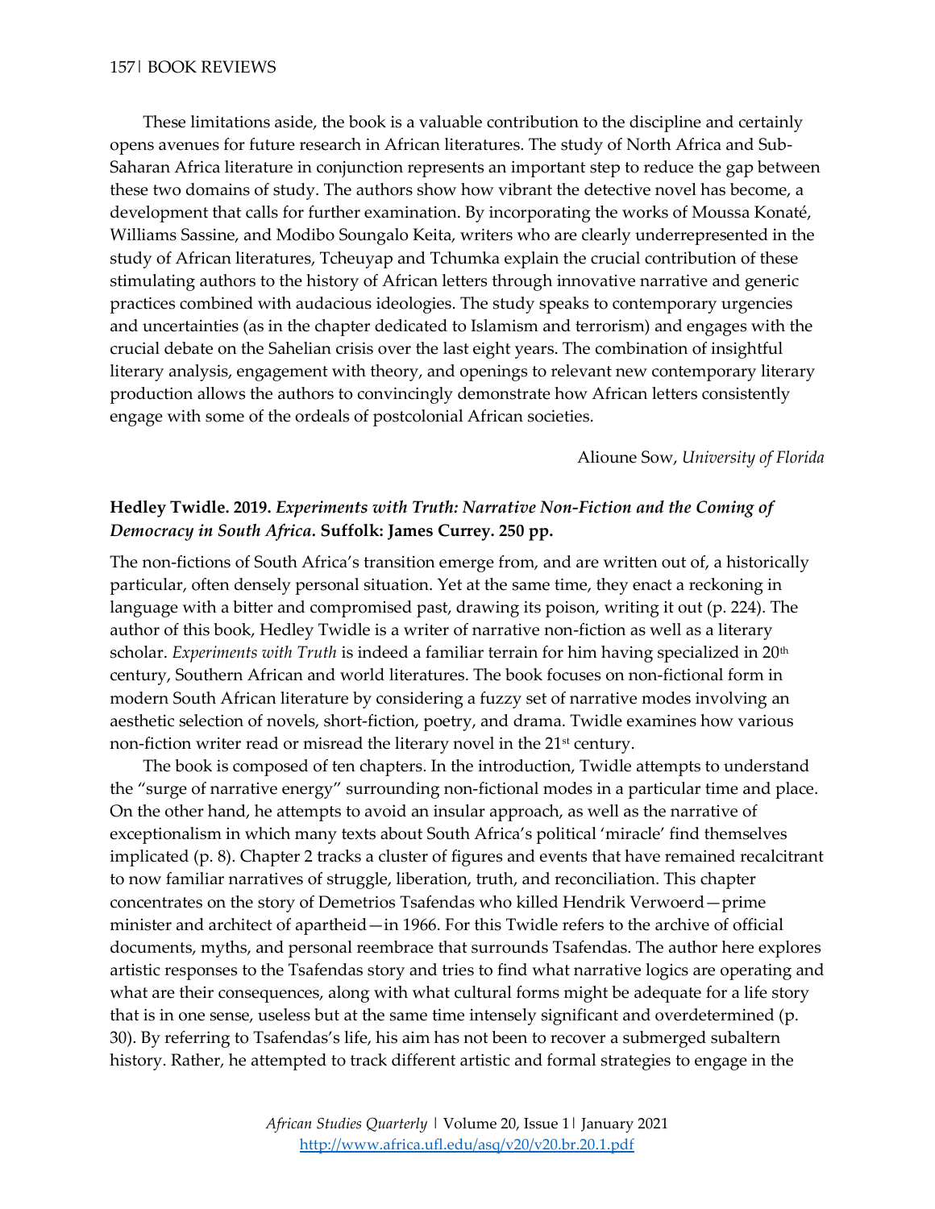These limitations aside, the book is a valuable contribution to the discipline and certainly opens avenues for future research in African literatures. The study of North Africa and Sub-Saharan Africa literature in conjunction represents an important step to reduce the gap between these two domains of study. The authors show how vibrant the detective novel has become, a development that calls for further examination. By incorporating the works of Moussa Konaté, Williams Sassine, and Modibo Soungalo Keita, writers who are clearly underrepresented in the study of African literatures, Tcheuyap and Tchumka explain the crucial contribution of these stimulating authors to the history of African letters through innovative narrative and generic practices combined with audacious ideologies. The study speaks to contemporary urgencies and uncertainties (as in the chapter dedicated to Islamism and terrorism) and engages with the crucial debate on the Sahelian crisis over the last eight years. The combination of insightful literary analysis, engagement with theory, and openings to relevant new contemporary literary production allows the authors to convincingly demonstrate how African letters consistently engage with some of the ordeals of postcolonial African societies.

Alioune Sow, *University of Florida*

**Hedley Twidle. 2019. *Experiments with Truth: Narrative Non-Fiction and the Coming of Democracy in South Africa.* Suffolk: James Currey. 250 pp.**

The non-fictions of South Africa's transition emerge from, and are written out of, a historically particular, often densely personal situation. Yet at the same time, they enact a reckoning in language with a bitter and compromised past, drawing its poison, writing it out (p. 224). The author of this book, Hedley Twidle is a writer of narrative non-fiction as well as a literary scholar. *Experiments with Truth* is indeed a familiar terrain for him having specialized in 20th century, Southern African and world literatures. The book focuses on non-fictional form in modern South African literature by considering a fuzzy set of narrative modes involving an aesthetic selection of novels, short-fiction, poetry, and drama. Twidle examines how various non-fiction writer read or misread the literary novel in the 21st century.

The book is composed of ten chapters. In the introduction, Twidle attempts to understand the "surge of narrative energy" surrounding non-fictional modes in a particular time and place. On the other hand, he attempts to avoid an insular approach, as well as the narrative of exceptionalism in which many texts about South Africa's political 'miracle' find themselves implicated (p. 8). Chapter 2 tracks a cluster of figures and events that have remained recalcitrant to now familiar narratives of struggle, liberation, truth, and reconciliation. This chapter concentrates on the story of Demetrios Tsafendas who killed Hendrik Verwoerd—prime minister and architect of apartheid—in 1966. For this Twidle refers to the archive of official documents, myths, and personal reembrace that surrounds Tsafendas. The author here explores artistic responses to the Tsafendas story and tries to find what narrative logics are operating and what are their consequences, along with what cultural forms might be adequate for a life story that is in one sense, useless but at the same time intensely significant and overdetermined (p. 30). By referring to Tsafendas's life, his aim has not been to recover a submerged subaltern history. Rather, he attempted to track different artistic and formal strategies to engage in the